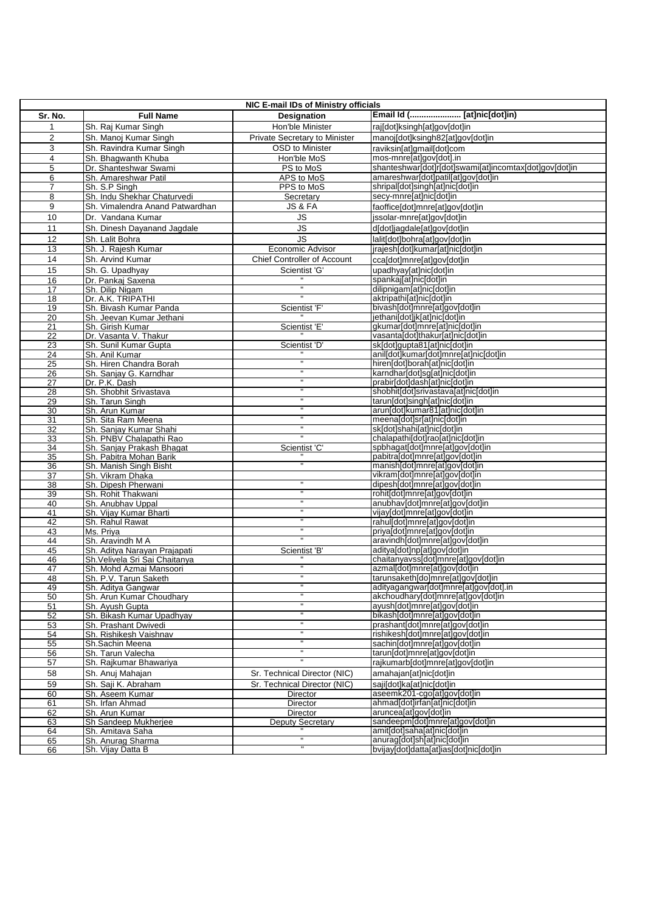| NIC E-mail IDs of Ministry officials | | | |
|---|---|---|---|
| Sr. No. | Full Name | Designation | Email Id (...................... [at]nic[dot]in) |
| 1 | Sh. Raj Kumar Singh | Hon'ble Minister | raj[dot]ksingh[at]gov[dot]in |
| 2 | Sh. Manoj Kumar Singh | Private Secretary to Minister | manoj[dot]ksingh82[at]gov[dot]in |
| 3 | Sh. Ravindra Kumar Singh | OSD to Minister | raviksin[at]gmail[dot]com |
| 4 | Sh. Bhagwanth Khuba | Hon'ble MoS | mos-mnre[at]gov[dot].in |
| 5 | Dr. Shanteshwar Swami | PS to MoS | shanteshwar[dot]r[dot]swami[at]incomtax[dot]gov[dot]in |
| 6 | Sh. Amareshwar Patil | APS to MoS | amareshwar[dot]patil[at]gov[dot]in |
| 7 | Sh. S.P Singh | PPS to MoS | shripal[dot]singh[at]nic[dot]in |
| 8 | Sh. Indu Shekhar Chaturvedi | Secretary | secy-mnre[at]nic[dot]in |
| 9 | Sh. Vimalendra Anand Patwardhan | JS & FA | faoffice[dot]mnre[at]gov[dot]in |
| 10 | Dr. Vandana Kumar | JS | jssolar-mnre[at]gov[dot]in |
| 11 | Sh. Dinesh Dayanand Jagdale | JS | d[dot]jagdale[at]gov[dot]in |
| 12 | Sh. Lalit Bohra | JS | lalit[dot]bohra[at]gov[dot]in |
| 13 | Sh. J. Rajesh Kumar | Economic Advisor | jrajesh[dot]kumar[at]nic[dot]in |
| 14 | Sh. Arvind Kumar | Chief Controller of Account | cca[dot]mnre[at]gov[dot]in |
| 15 | Sh. G. Upadhyay | Scientist 'G' | upadhyay[at]nic[dot]in |
| 16 | Dr. Pankaj Saxena | " | spankaj[at]nic[dot]in |
| 17 | Sh. Dilip Nigam | " | dilipnigam[at]nic[dot]in |
| 18 | Dr. A.K. TRIPATHI | " | aktripathi[at]nic[dot]in |
| 19 | Sh. Bivash Kumar Panda | Scientist 'F' | bivash[dot]mnre[at]gov[dot]in |
| 20 | Sh. Jeevan Kumar Jethani | " | jethani[dot]jk[at]nic[dot]in |
| 21 | Sh. Girish Kumar | Scientist 'E' | gkumar[dot]mnre[at]nic[dot]in |
| 22 | Dr. Vasanta V. Thakur | " | vasanta[dot]thakur[at]nic[dot]in |
| 23 | Sh. Sunil Kumar Gupta | Scientist 'D' | sk[dot]gupta81[at]nic[dot]in |
| 24 | Sh. Anil Kumar | " | anil[dot]kumar[dot]mnre[at]nic[dot]in |
| 25 | Sh. Hiren Chandra Borah | " | hiren[dot]borah[at]nic[dot]in |
| 26 | Sh. Sanjay G. Karndhar | " | karndhar[dot]sg[at]nic[dot]in |
| 27 | Dr. P.K. Dash | " | prabir[dot]dash[at]nic[dot]in |
| 28 | Sh. Shobhit Srivastava | " | shobhit[dot]srivastava[at]nic[dot]in |
| 29 | Sh. Tarun Singh | " | tarun[dot]singh[at]nic[dot]in |
| 30 | Sh. Arun Kumar | " | arun[dot]kumar81[at]nic[dot]in |
| 31 | Sh. Sita Ram Meena | " | meena[dot]sr[at]nic[dot]in |
| 32 | Sh. Sanjay Kumar Shahi | " | sk[dot]shahi[at]nic[dot]in |
| 33 | Sh. PNBV Chalapathi Rao | " | chalapathi[dot]rao[at]nic[dot]in |
| 34 | Sh. Sanjay Prakash Bhagat | Scientist 'C' | spbhagat[dot]mnre[at]gov[dot]in |
| 35 | Sh. Pabitra Mohan Barik | " | pabitra[dot]mnre[at]gov[dot]in |
| 36 | Sh. Manish Singh Bisht | " | manish[dot]mnre[at]gov[dot]in |
| 37 | Sh. Vikram Dhaka | | vikram[dot]mnre[at]gov[dot]in |
| 38 | Sh. Dipesh Pherwani | " | dipesh[dot]mnre[at]gov[dot]in |
| 39 | Sh. Rohit Thakwani | " | rohit[dot]mnre[at]gov[dot]in |
| 40 | Sh. Anubhav Uppal | " | anubhav[dot]mnre[at]gov[dot]in |
| 41 | Sh. Vijay Kumar Bharti | " | vijay[dot]mnre[at]gov[dot]in |
| 42 | Sh. Rahul Rawat | " | rahul[dot]mnre[at]gov[dot]in |
| 43 | Ms. Priya | " | priya[dot]mnre[at]gov[dot]in |
| 44 | Sh. Aravindh M A | " | aravindh[dot]mnre[at]gov[dot]in |
| 45 | Sh. Aditya Narayan Prajapati | Scientist 'B' | aditya[dot]np[at]gov[dot]in |
| 46 | Sh.Velivela Sri Sai Chaitanya | " | chaitanyavss[dot]mnre[at]gov[dot]in |
| 47 | Sh. Mohd Azmai Mansoori | " | azmal[dot]mnre[at]gov[dot]in |
| 48 | Sh. P.V. Tarun Saketh | " | tarunsaketh[do]mnre[at]gov[dot]in |
| 49 | Sh. Aditya Gangwar | " | adityagangwar[dot]mnre[at]gov[dot].in |
| 50 | Sh. Arun Kumar Choudhary | " | akchoudhary[dot]mnre[at]gov[dot]in |
| 51 | Sh. Ayush Gupta | " | ayush[dot]mnre[at]gov[dot]in |
| 52 | Sh. Bikash Kumar Upadhyay | " | bikash[dot]mnre[at]gov[dot]in |
| 53 | Sh. Prashant Dwivedi | " | prashant[dot]mnre[at]gov[dot]in |
| 54 | Sh. Rishikesh Vaishnav | " | rishikesh[dot]mnre[at]gov[dot]in |
| 55 | Sh.Sachin Meena | " | sachin[dot]mnre[at]gov[dot]in |
| 56 | Sh. Tarun Valecha | " | tarun[dot]mnre[at]gov[dot]in |
| 57 | Sh. Rajkumar Bhawariya | " | rajkumarb[dot]mnre[at]gov[dot]in |
| 58 | Sh. Anuj Mahajan | Sr. Technical Director (NIC) | amahajan[at]nic[dot]in |
| 59 | Sh. Saji K. Abraham | Sr. Technical Director (NIC) | saji[dot]ka[at]nic[dot]in |
| 60 | Sh. Aseem Kumar | Director | aseemk201-cgo[at]gov[dot]in |
| 61 | Sh. Irfan Ahmad | Director | ahmad[dot]irfan[at]nic[dot]in |
| 62 | Sh. Arun Kumar | Director | aruncea[at]gov[dot]in |
| 63 | Sh Sandeep Mukherjee | Deputy Secretary | sandeepm[dot]mnre[at]gov[dot]in |
| 64 | Sh. Amitava Saha | " | amit[dot]saha[at]nic[dot]in |
| 65 | Sh. Anurag Sharma | " | anurag[dot]sh[at]nic[dot]in |
| 66 | Sh. Vijay Datta B | " | bvijay[dot]datta[at]ias[dot]nic[dot]in |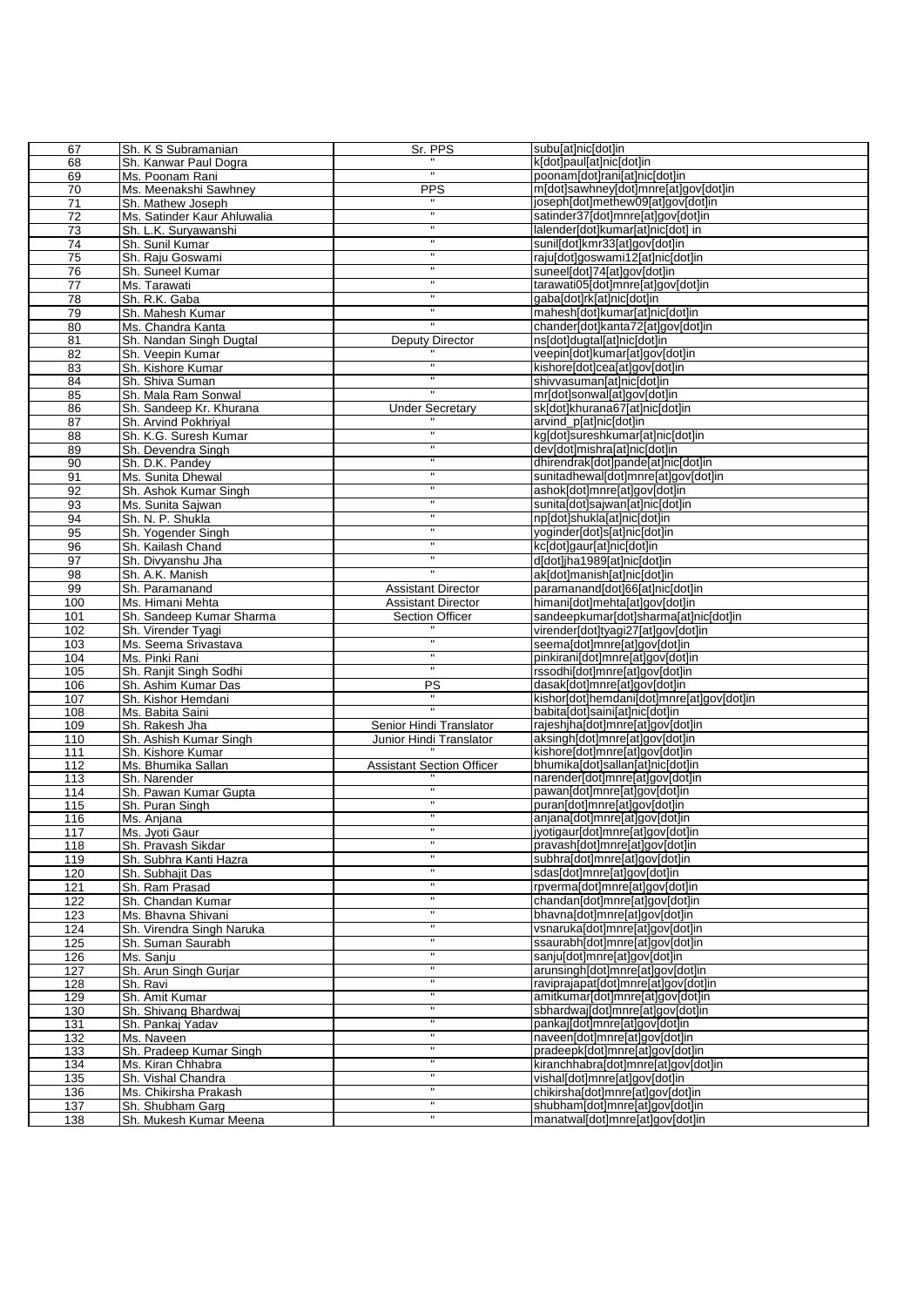| 67 | Sh. K S Subramanian | Sr. PPS | subu[at]nic[dot]in |
|---|---|---|---|
| 68 | Sh. Kanwar Paul Dogra | " | k[dot]paul[at]nic[dot]in |
| 69 | Ms. Poonam Rani | " | poonam[dot]rani[at]nic[dot]in |
| 70 | Ms. Meenakshi Sawhney | PPS | m[dot]sawhney[dot]mnre[at]gov[dot]in |
| 71 | Sh. Mathew Joseph | " | joseph[dot]methew09[at]gov[dot]in |
| 72 | Ms. Satinder Kaur Ahluwalia | " | satinder37[dot]mnre[at]gov[dot]in |
| 73 | Sh. L.K. Suryawanshi | " | lalender[dot]kumar[at]nic[dot] in |
| 74 | Sh. Sunil Kumar | " | sunil[dot]kmr33[at]gov[dot]in |
| 75 | Sh. Raju Goswami | " | raju[dot]goswami12[at]nic[dot]in |
| 76 | Sh. Suneel Kumar | " | suneel[dot]74[at]gov[dot]in |
| 77 | Ms. Tarawati | " | tarawati05[dot]mnre[at]gov[dot]in |
| 78 | Sh. R.K. Gaba | " | gaba[dot]rk[at]nic[dot]in |
| 79 | Sh. Mahesh Kumar | " | mahesh[dot]kumar[at]nic[dot]in |
| 80 | Ms. Chandra Kanta | " | chander[dot]kanta72[at]gov[dot]in |
| 81 | Sh. Nandan Singh Dugtal | Deputy Director | ns[dot]dugtal[at]nic[dot]in |
| 82 | Sh. Veepin Kumar | " | veepin[dot]kumar[at]gov[dot]in |
| 83 | Sh. Kishore Kumar | " | kishore[dot]cea[at]gov[dot]in |
| 84 | Sh. Shiva Suman | " | shivvasuman[at]nic[dot]in |
| 85 | Sh. Mala Ram Sonwal | " | mr[dot]sonwal[at]gov[dot]in |
| 86 | Sh. Sandeep Kr. Khurana | Under Secretary | sk[dot]khurana67[at]nic[dot]in |
| 87 | Sh. Arvind Pokhriyal | " | arvind_p[at]nic[dot]in |
| 88 | Sh. K.G. Suresh Kumar | " | kg[dot]sureshkumar[at]nic[dot]in |
| 89 | Sh. Devendra Singh | " | dev[dot]mishra[at]nic[dot]in |
| 90 | Sh. D.K. Pandey | " | dhirendrak[dot]pande[at]nic[dot]in |
| 91 | Ms. Sunita Dhewal | " | sunitadhewal[dot]mnre[at]gov[dot]in |
| 92 | Sh. Ashok Kumar Singh | " | ashok[dot]mnre[at]gov[dot]in |
| 93 | Ms. Sunita Sajwan | " | sunita[dot]sajwan[at]nic[dot]in |
| 94 | Sh. N. P. Shukla | " | np[dot]shukla[at]nic[dot]in |
| 95 | Sh. Yogender Singh | " | yoginder[dot]s[at]nic[dot]in |
| 96 | Sh. Kailash Chand | " | kc[dot]gaur[at]nic[dot]in |
| 97 | Sh. Divyanshu Jha | " | d[dot]jha1989[at]nic[dot]in |
| 98 | Sh. A.K. Manish | " | ak[dot]manish[at]nic[dot]in |
| 99 | Sh. Paramanand | Assistant Director | paramanand[dot]66[at]nic[dot]in |
| 100 | Ms. Himani Mehta | Assistant Director | himani[dot]mehta[at]gov[dot]in |
| 101 | Sh. Sandeep Kumar Sharma | Section Officer | sandeepkumar[dot]sharma[at]nic[dot]in |
| 102 | Sh. Virender Tyagi | " | virender[dot]tyagi27[at]gov[dot]in |
| 103 | Ms. Seema Srivastava | " | seema[dot]mnre[at]gov[dot]in |
| 104 | Ms. Pinki Rani | " | pinkirani[dot]mnre[at]gov[dot]in |
| 105 | Sh. Ranjit Singh Sodhi | " | rssodhi[dot]mnre[at]gov[dot]in |
| 106 | Sh. Ashim Kumar Das | PS | dasak[dot]mnre[at]gov[dot]in |
| 107 | Sh. Kishor Hemdani | " | kishor[dot]hemdani[dot]mnre[at]gov[dot]in |
| 108 | Ms. Babita Saini | " | babita[dot]saini[at]nic[dot]in |
| 109 | Sh. Rakesh Jha | Senior Hindi Translator | rajeshjha[dot]mnre[at]gov[dot]in |
| 110 | Sh. Ashish Kumar Singh | Junior Hindi Translator | aksingh[dot]mnre[at]gov[dot]in |
| 111 | Sh. Kishore Kumar | " | kishore[dot]mnre[at]gov[dot]in |
| 112 | Ms. Bhumika Sallan | Assistant Section Officer | bhumika[dot]sallan[at]nic[dot]in |
| 113 | Sh. Narender | " | narender[dot]mnre[at]gov[dot]in |
| 114 | Sh. Pawan Kumar Gupta | " | pawan[dot]mnre[at]gov[dot]in |
| 115 | Sh. Puran Singh | " | puran[dot]mnre[at]gov[dot]in |
| 116 | Ms. Anjana | " | anjana[dot]mnre[at]gov[dot]in |
| 117 | Ms. Jyoti Gaur | " | jyotigaur[dot]mnre[at]gov[dot]in |
| 118 | Sh. Pravash Sikdar | " | pravash[dot]mnre[at]gov[dot]in |
| 119 | Sh. Subhra Kanti Hazra | " | subhra[dot]mnre[at]gov[dot]in |
| 120 | Sh. Subhajit Das | " | sdas[dot]mnre[at]gov[dot]in |
| 121 | Sh. Ram Prasad | " | rpverma[dot]mnre[at]gov[dot]in |
| 122 | Sh. Chandan Kumar | " | chandan[dot]mnre[at]gov[dot]in |
| 123 | Ms. Bhavna Shivani | " | bhavna[dot]mnre[at]gov[dot]in |
| 124 | Sh. Virendra Singh Naruka | " | vsnaruka[dot]mnre[at]gov[dot]in |
| 125 | Sh. Suman Saurabh | " | ssaurabh[dot]mnre[at]gov[dot]in |
| 126 | Ms. Sanju | " | sanju[dot]mnre[at]gov[dot]in |
| 127 | Sh. Arun Singh Gurjar | " | arunsingh[dot]mnre[at]gov[dot]in |
| 128 | Sh. Ravi | " | raviprajapat[dot]mnre[at]gov[dot]in |
| 129 | Sh. Amit Kumar | " | amitkumar[dot]mnre[at]gov[dot]in |
| 130 | Sh. Shivang Bhardwaj | " | sbhardwaj[dot]mnre[at]gov[dot]in |
| 131 | Sh. Pankaj Yadav | " | pankaj[dot]mnre[at]gov[dot]in |
| 132 | Ms. Naveen | " | naveen[dot]mnre[at]gov[dot]in |
| 133 | Sh. Pradeep Kumar Singh | " | pradeepk[dot]mnre[at]gov[dot]in |
| 134 | Ms. Kiran Chhabra | " | kiranchhabra[dot]mnre[at]gov[dot]in |
| 135 | Sh. Vishal Chandra | " | vishal[dot]mnre[at]gov[dot]in |
| 136 | Ms. Chikirsha Prakash | " | chikirsha[dot]mnre[at]gov[dot]in |
| 137 | Sh. Shubham Garg | " | shubham[dot]mnre[at]gov[dot]in |
| 138 | Sh. Mukesh Kumar Meena | " | manatwal[dot]mnre[at]gov[dot]in |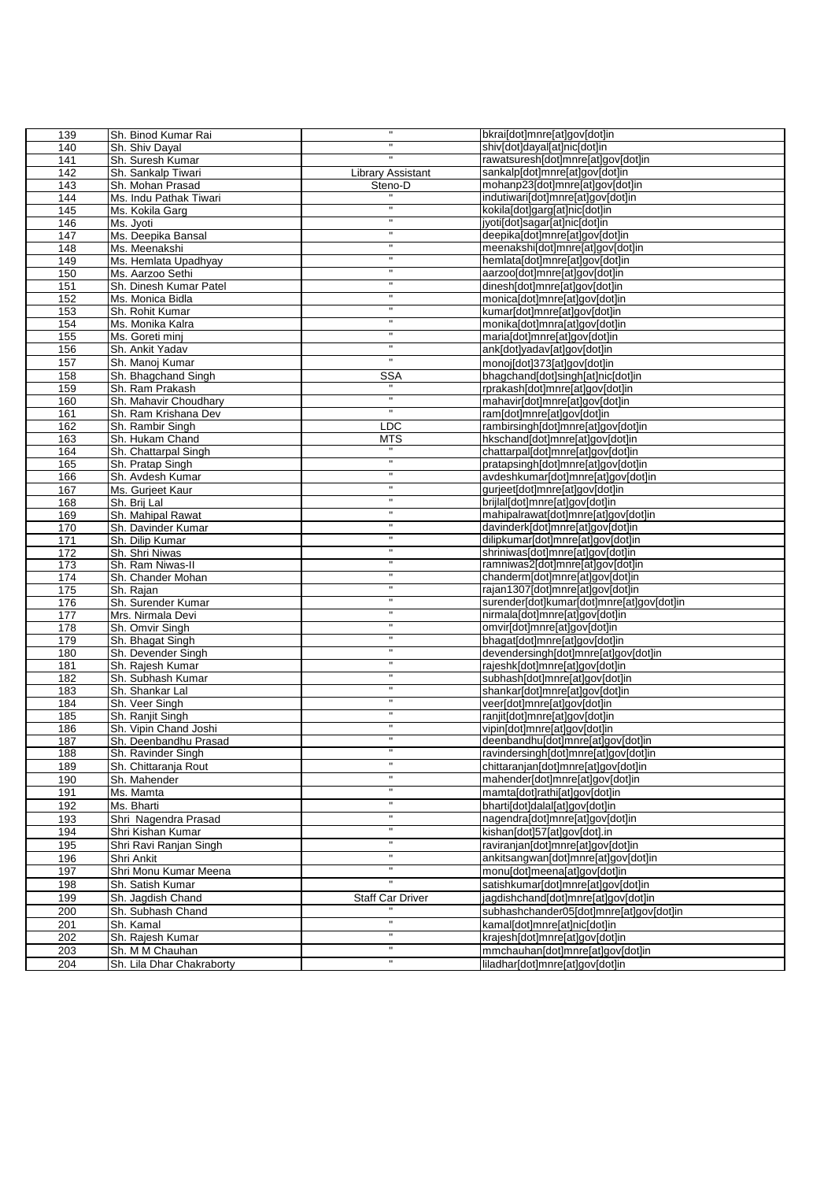| | | | |
|---|---|---|---|
| 139 | Sh. Binod Kumar Rai | " | bkrai[dot]mnre[at]gov[dot]in |
| 140 | Sh. Shiv Dayal | " | shiv[dot]dayal[at]nic[dot]in |
| 141 | Sh. Suresh Kumar | " | rawatsuresh[dot]mnre[at]gov[dot]in |
| 142 | Sh. Sankalp Tiwari | Library Assistant | sankalp[dot]mnre[at]gov[dot]in |
| 143 | Sh. Mohan Prasad | Steno-D | mohanp23[dot]mnre[at]gov[dot]in |
| 144 | Ms. Indu Pathak Tiwari | " | indutiwari[dot]mnre[at]gov[dot]in |
| 145 | Ms. Kokila Garg | " | kokila[dot]garg[at]nic[dot]in |
| 146 | Ms. Jyoti | " | jyoti[dot]sagar[at]nic[dot]in |
| 147 | Ms. Deepika Bansal | " | deepika[dot]mnre[at]gov[dot]in |
| 148 | Ms. Meenakshi | " | meenakshi[dot]mnre[at]gov[dot]in |
| 149 | Ms. Hemlata Upadhyay | " | hemlata[dot]mnre[at]gov[dot]in |
| 150 | Ms. Aarzoo Sethi | " | aarzoo[dot]mnre[at]gov[dot]in |
| 151 | Sh. Dinesh Kumar Patel | " | dinesh[dot]mnre[at]gov[dot]in |
| 152 | Ms. Monica Bidla | " | monica[dot]mnre[at]gov[dot]in |
| 153 | Sh. Rohit Kumar | " | kumar[dot]mnre[at]gov[dot]in |
| 154 | Ms. Monika Kalra | " | monika[dot]mnra[at]gov[dot]in |
| 155 | Ms. Goreti minj | " | maria[dot]mnre[at]gov[dot]in |
| 156 | Sh. Ankit Yadav | " | ank[dot]yadav[at]gov[dot]in |
| 157 | Sh. Manoj Kumar | " | monoj[dot]373[at]gov[dot]in |
| 158 | Sh. Bhagchand Singh | SSA | bhagchand[dot]singh[at]nic[dot]in |
| 159 | Sh. Ram Prakash | " | rprakash[dot]mnre[at]gov[dot]in |
| 160 | Sh. Mahavir Choudhary | " | mahavir[dot]mnre[at]gov[dot]in |
| 161 | Sh. Ram Krishana Dev | " | ram[dot]mnre[at]gov[dot]in |
| 162 | Sh. Rambir Singh | LDC | rambirsingh[dot]mnre[at]gov[dot]in |
| 163 | Sh. Hukam Chand | MTS | hkschand[dot]mnre[at]gov[dot]in |
| 164 | Sh. Chattarpal Singh | " | chattarpal[dot]mnre[at]gov[dot]in |
| 165 | Sh. Pratap Singh | " | pratapsingh[dot]mnre[at]gov[dot]in |
| 166 | Sh. Avdesh Kumar | " | avdeshkumar[dot]mnre[at]gov[dot]in |
| 167 | Ms. Gurjeet Kaur | " | gurjeet[dot]mnre[at]gov[dot]in |
| 168 | Sh. Brij Lal | " | brijlal[dot]mnre[at]gov[dot]in |
| 169 | Sh. Mahipal Rawat | " | mahipalrawat[dot]mnre[at]gov[dot]in |
| 170 | Sh. Davinder Kumar | " | davinderk[dot]mnre[at]gov[dot]in |
| 171 | Sh. Dilip Kumar | " | dilipkumar[dot]mnre[at]gov[dot]in |
| 172 | Sh. Shri Niwas | " | shriniwas[dot]mnre[at]gov[dot]in |
| 173 | Sh. Ram Niwas-II | " | ramniwas2[dot]mnre[at]gov[dot]in |
| 174 | Sh. Chander Mohan | " | chanderm[dot]mnre[at]gov[dot]in |
| 175 | Sh. Rajan | " | rajan1307[dot]mnre[at]gov[dot]in |
| 176 | Sh. Surender Kumar | " | surender[dot]kumar[dot]mnre[at]gov[dot]in |
| 177 | Mrs. Nirmala Devi | " | nirmala[dot]mnre[at]gov[dot]in |
| 178 | Sh. Omvir Singh | " | omvir[dot]mnre[at]gov[dot]in |
| 179 | Sh. Bhagat Singh | " | bhagat[dot]mnre[at]gov[dot]in |
| 180 | Sh. Devender Singh | " | devendersingh[dot]mnre[at]gov[dot]in |
| 181 | Sh. Rajesh Kumar | " | rajeshk[dot]mnre[at]gov[dot]in |
| 182 | Sh. Subhash Kumar | " | subhash[dot]mnre[at]gov[dot]in |
| 183 | Sh. Shankar Lal | " | shankar[dot]mnre[at]gov[dot]in |
| 184 | Sh. Veer Singh | " | veer[dot]mnre[at]gov[dot]in |
| 185 | Sh. Ranjit Singh | " | ranjit[dot]mnre[at]gov[dot]in |
| 186 | Sh. Vipin Chand Joshi | " | vipin[dot]mnre[at]gov[dot]in |
| 187 | Sh. Deenbandhu Prasad | " | deenbandhu[dot]mnre[at]gov[dot]in |
| 188 | Sh. Ravinder Singh | " | ravindersingh[dot]mnre[at]gov[dot]in |
| 189 | Sh. Chittaranja Rout | " | chittaranjan[dot]mnre[at]gov[dot]in |
| 190 | Sh. Mahender | " | mahender[dot]mnre[at]gov[dot]in |
| 191 | Ms. Mamta | " | mamta[dot]rathi[at]gov[dot]in |
| 192 | Ms. Bharti | " | bharti[dot]dalal[at]gov[dot]in |
| 193 | Shri Nagendra Prasad | " | nagendra[dot]mnre[at]gov[dot]in |
| 194 | Shri Kishan Kumar | " | kishan[dot]57[at]gov[dot].in |
| 195 | Shri Ravi Ranjan Singh | " | raviranjan[dot]mnre[at]gov[dot]in |
| 196 | Shri Ankit | " | ankitsangwan[dot]mnre[at]gov[dot]in |
| 197 | Shri Monu Kumar Meena | " | monu[dot]meena[at]gov[dot]in |
| 198 | Sh. Satish Kumar | " | satishkumar[dot]mnre[at]gov[dot]in |
| 199 | Sh. Jagdish Chand | Staff Car Driver | jagdishchand[dot]mnre[at]gov[dot]in |
| 200 | Sh. Subhash Chand | " | subhashchander05[dot]mnre[at]gov[dot]in |
| 201 | Sh. Kamal | " | kamal[dot]mnre[at]nic[dot]in |
| 202 | Sh. Rajesh Kumar | " | krajesh[dot]mnre[at]gov[dot]in |
| 203 | Sh. M M Chauhan | " | mmchauhan[dot]mnre[at]gov[dot]in |
| 204 | Sh. Lila Dhar Chakraborty | " | liladhar[dot]mnre[at]gov[dot]in |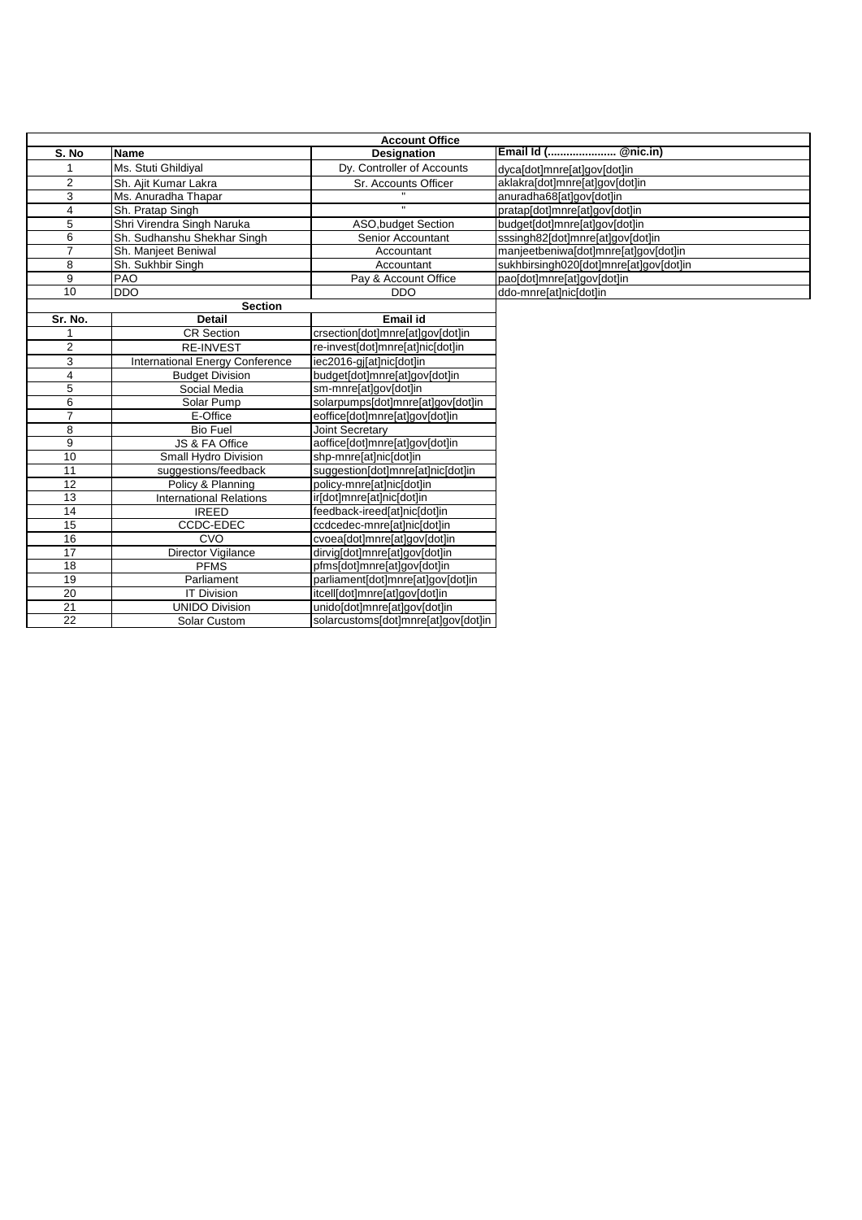| Account Office | | | |
|---|---|---|---|
| **S. No** | **Name** | **Designation** | **Email Id (...................... @nic.in)** |
| 1 | Ms. Stuti Ghildiyal | Dy. Controller of Accounts | dyca[dot]mnre[at]gov[dot]in |
| 2 | Sh. Ajit Kumar Lakra | Sr. Accounts Officer | aklakra[dot]mnre[at]gov[dot]in |
| 3 | Ms. Anuradha Thapar | " | anuradha68[at]gov[dot]in |
| 4 | Sh. Pratap Singh | " | pratap[dot]mnre[at]gov[dot]in |
| 5 | Shri Virendra Singh Naruka | ASO,budget Section | budget[dot]mnre[at]gov[dot]in |
| 6 | Sh. Sudhanshu Shekhar Singh | Senior Accountant | sssingh82[dot]mnre[at]gov[dot]in |
| 7 | Sh. Manjeet Beniwal | Accountant | manjeetbeniwa[dot]mnre[at]gov[dot]in |
| 8 | Sh. Sukhbir Singh | Accountant | sukhbirsingh020[dot]mnre[at]gov[dot]in |
| 9 | PAO | Pay & Account Office | pao[dot]mnre[at]gov[dot]in |
| 10 | DDO | DDO | ddo-mnre[at]nic[dot]in |

| Section | | |
|---|---|---|
| **Sr. No.** | **Detail** | **Email id** |
| 1 | CR Section | crsection[dot]mnre[at]gov[dot]in |
| 2 | RE-INVEST | re-invest[dot]mnre[at]nic[dot]in |
| 3 | International Energy Conference | iec2016-gj[at]nic[dot]in |
| 4 | Budget Division | budget[dot]mnre[at]gov[dot]in |
| 5 | Social Media | sm-mnre[at]gov[dot]in |
| 6 | Solar Pump | solarpumps[dot]mnre[at]gov[dot]in |
| 7 | E-Office | eoffice[dot]mnre[at]gov[dot]in |
| 8 | Bio Fuel | Joint Secretary |
| 9 | JS & FA Office | aoffice[dot]mnre[at]gov[dot]in |
| 10 | Small Hydro Division | shp-mnre[at]nic[dot]in |
| 11 | suggestions/feedback | suggestion[dot]mnre[at]nic[dot]in |
| 12 | Policy & Planning | policy-mnre[at]nic[dot]in |
| 13 | International Relations | ir[dot]mnre[at]nic[dot]in |
| 14 | IREED | feedback-ireed[at]nic[dot]in |
| 15 | CCDC-EDEC | ccdcedec-mnre[at]nic[dot]in |
| 16 | CVO | cvoea[dot]mnre[at]gov[dot]in |
| 17 | Director Vigilance | dirvig[dot]mnre[at]gov[dot]in |
| 18 | PFMS | pfms[dot]mnre[at]gov[dot]in |
| 19 | Parliament | parliament[dot]mnre[at]gov[dot]in |
| 20 | IT Division | itcell[dot]mnre[at]gov[dot]in |
| 21 | UNIDO Division | unido[dot]mnre[at]gov[dot]in |
| 22 | Solar Custom | solarcustoms[dot]mnre[at]gov[dot]in |